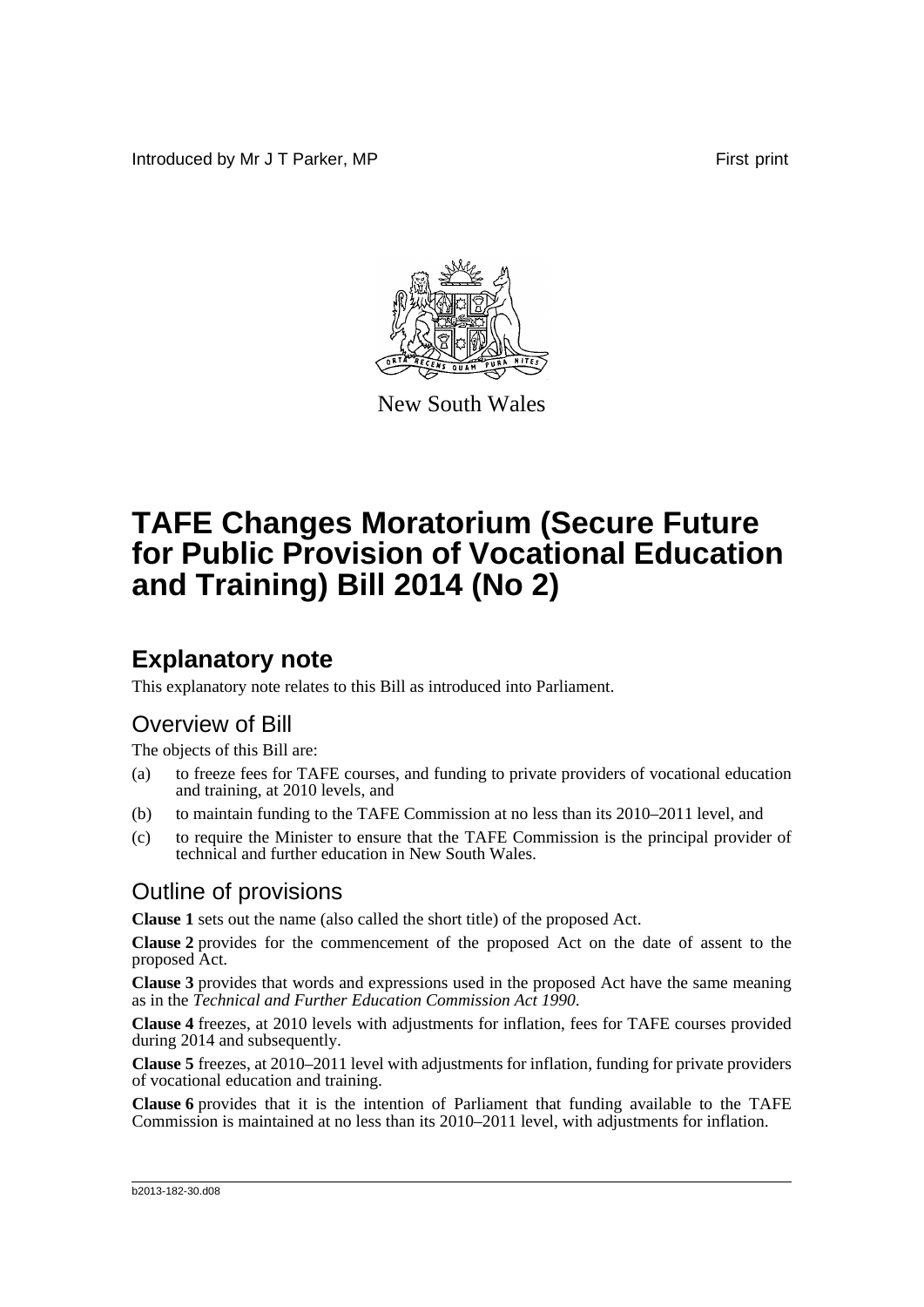Introduced by Mr J T Parker, MP First print

New South Wales

# TAFE Changes Moratorium (Secure Future for Public Provision of Vocational Education and Training) Bill 2014 (No 2)

## Explanatory note

This explanatory note relates to this Bill as introduced into Parliament.

### Overview of Bill

The objects of this Bill are:

(a) to freeze fees for TAFE courses, and funding to private providers of vocational education and training, at 2010 levels, and

(b) to maintain funding to the TAFE Commission at no less than its 2010–2011 level, and

(c) to require the Minister to ensure that the TAFE Commission is the principal provider of technical and further education in New South Wales.

### Outline of provisions

**Clause 1** sets out the name (also called the short title) of the proposed Act.

**Clause 2** provides for the commencement of the proposed Act on the date of assent to the proposed Act.

**Clause 3** provides that words and expressions used in the proposed Act have the same meaning as in the *Technical and Further Education Commission Act 1990*.

**Clause 4** freezes, at 2010 levels with adjustments for inflation, fees for TAFE courses provided during 2014 and subsequently.

**Clause 5** freezes, at 2010–2011 level with adjustments for inflation, funding for private providers of vocational education and training.

**Clause 6** provides that it is the intention of Parliament that funding available to the TAFE Commission is maintained at no less than its 2010–2011 level, with adjustments for inflation.

b2013-182-30.d08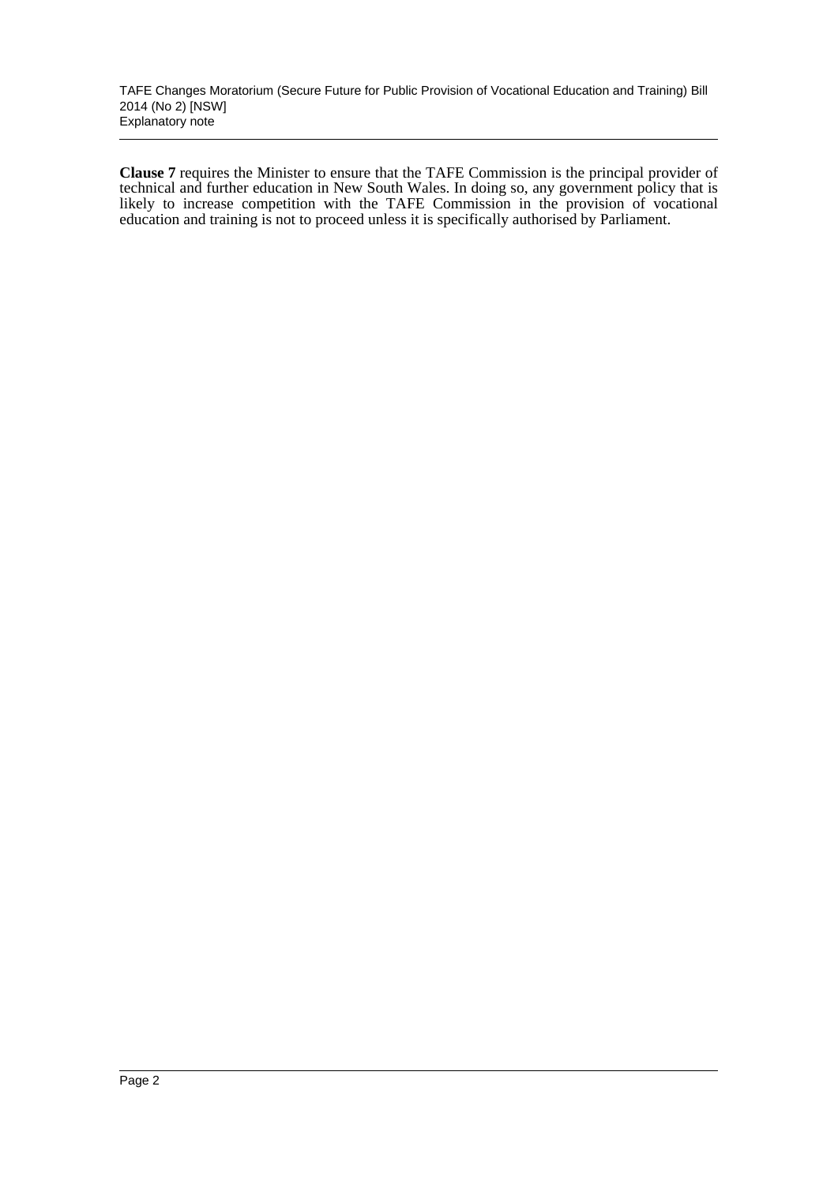**Clause 7** requires the Minister to ensure that the TAFE Commission is the principal provider of technical and further education in New South Wales. In doing so, any government policy that is likely to increase competition with the TAFE Commission in the provision of vocational education and training is not to proceed unless it is specifically authorised by Parliament.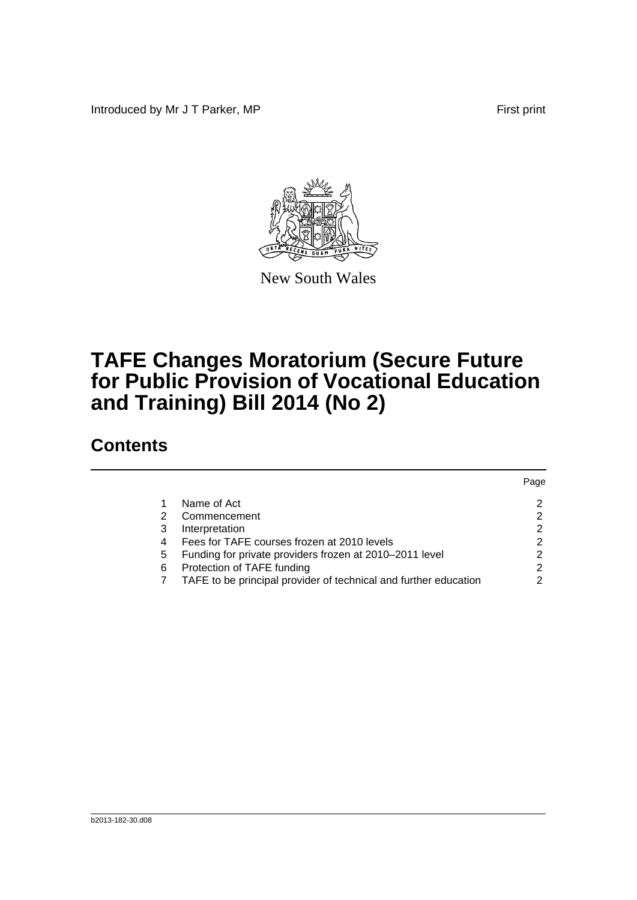Introduced by Mr J T Parker, MP First print

New South Wales

# TAFE Changes Moratorium (Secure Future for Public Provision of Vocational Education and Training) Bill 2014 (No 2)

## Contents

| | | Page |
|---|---|---|
| 1 | Name of Act | 2 |
| 2 | Commencement | 2 |
| 3 | Interpretation | 2 |
| 4 | Fees for TAFE courses frozen at 2010 levels | 2 |
| 5 | Funding for private providers frozen at 2010–2011 level | 2 |
| 6 | Protection of TAFE funding | 2 |
| 7 | TAFE to be principal provider of technical and further education | 2 |

b2013-182-30.d08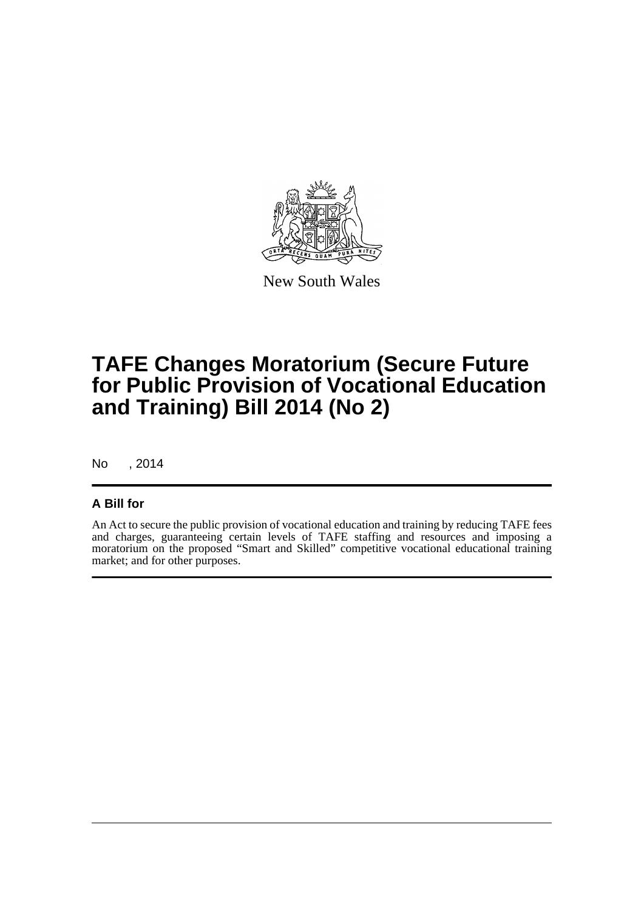New South Wales

# TAFE Changes Moratorium (Secure Future for Public Provision of Vocational Education and Training) Bill 2014 (No 2)

No , 2014

### A Bill for

An Act to secure the public provision of vocational education and training by reducing TAFE fees and charges, guaranteeing certain levels of TAFE staffing and resources and imposing a moratorium on the proposed "Smart and Skilled" competitive vocational educational training market; and for other purposes.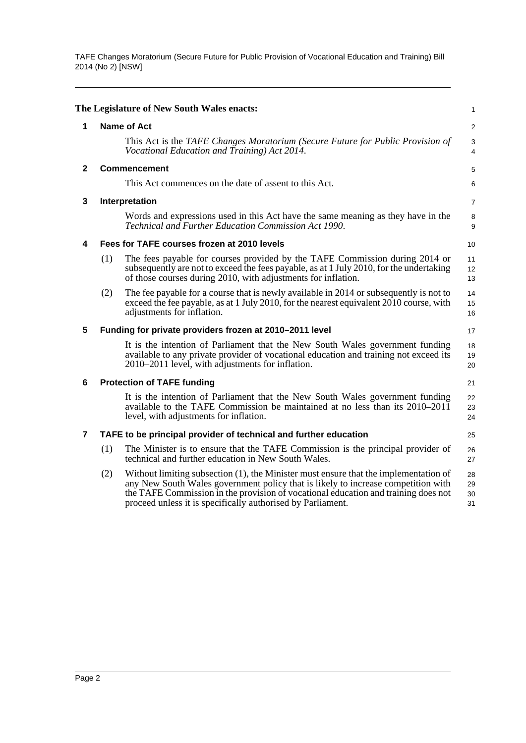**The Legislature of New South Wales enacts:**

## 1 Name of Act

This Act is the *TAFE Changes Moratorium (Secure Future for Public Provision of Vocational Education and Training) Act 2014*.

## 2 Commencement

This Act commences on the date of assent to this Act.

## 3 Interpretation

Words and expressions used in this Act have the same meaning as they have in the *Technical and Further Education Commission Act 1990*.

## 4 Fees for TAFE courses frozen at 2010 levels

(1) The fees payable for courses provided by the TAFE Commission during 2014 or subsequently are not to exceed the fees payable, as at 1 July 2010, for the undertaking of those courses during 2010, with adjustments for inflation.

(2) The fee payable for a course that is newly available in 2014 or subsequently is not to exceed the fee payable, as at 1 July 2010, for the nearest equivalent 2010 course, with adjustments for inflation.

## 5 Funding for private providers frozen at 2010–2011 level

It is the intention of Parliament that the New South Wales government funding available to any private provider of vocational education and training not exceed its 2010–2011 level, with adjustments for inflation.

## 6 Protection of TAFE funding

It is the intention of Parliament that the New South Wales government funding available to the TAFE Commission be maintained at no less than its 2010–2011 level, with adjustments for inflation.

## 7 TAFE to be principal provider of technical and further education

(1) The Minister is to ensure that the TAFE Commission is the principal provider of technical and further education in New South Wales.

(2) Without limiting subsection (1), the Minister must ensure that the implementation of any New South Wales government policy that is likely to increase competition with the TAFE Commission in the provision of vocational education and training does not proceed unless it is specifically authorised by Parliament.